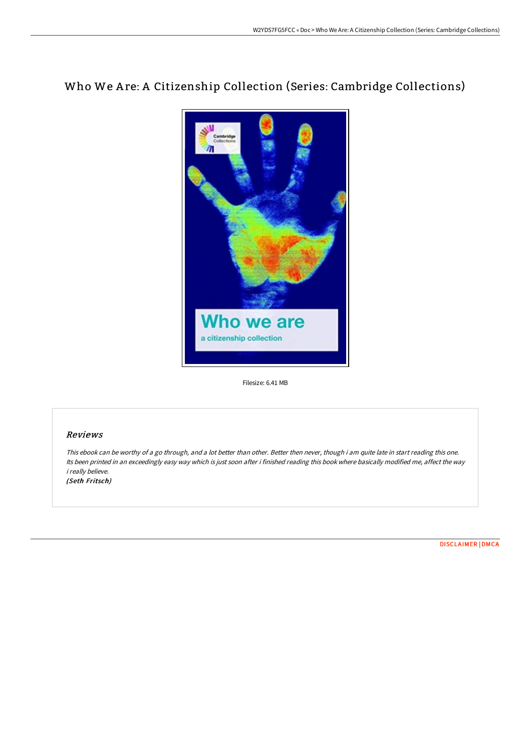# Who We Are: A Citizenship Collection (Series: Cambridge Collections)

Filesize: 6.41 MB

## *Reviews*

*This ebook can be worthy of a go through, and a lot better than other. Better then never, though i am quite late in start reading this one. Its been printed in an exceedingly easy way which is just soon after i finished reading this book where basically modified me, affect the way i really believe.*

***(Seth Fritsch)***

DISCLAIMER | DMCA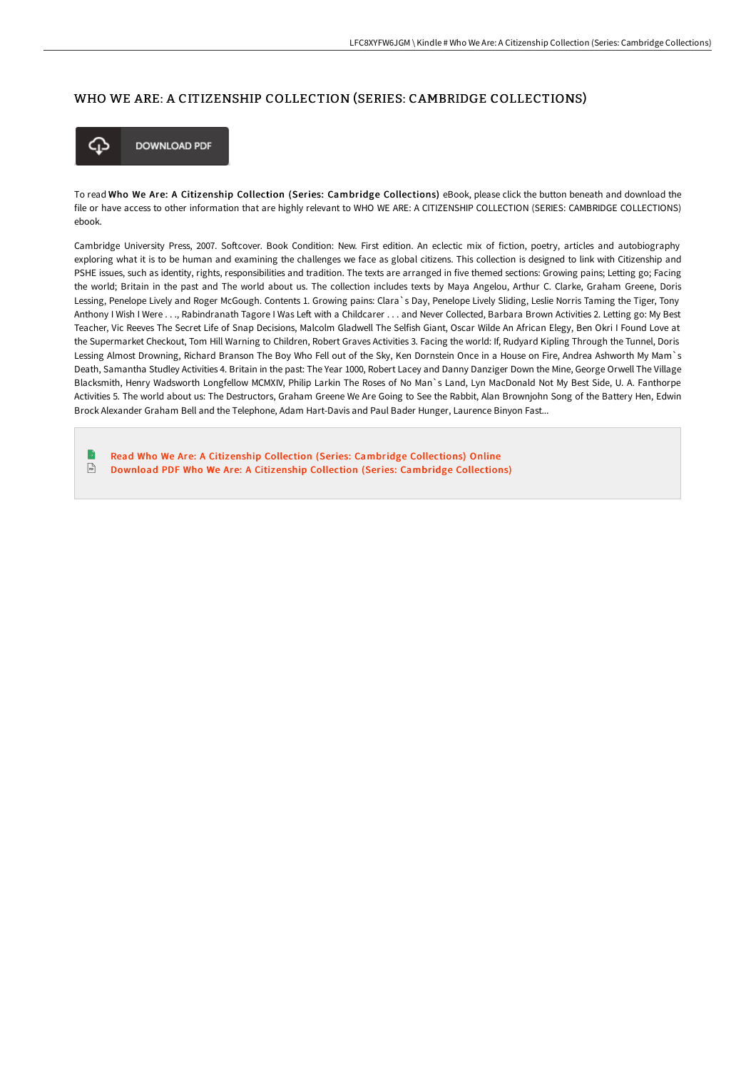# WHO WE ARE: A CITIZENSHIP COLLECTION (SERIES: CAMBRIDGE COLLECTIONS)

DOWNLOAD PDF

To read **Who We Are: A Citizenship Collection (Series: Cambridge Collections)** eBook, please click the button beneath and download the file or have access to other information that are highly relevant to WHO WE ARE: A CITIZENSHIP COLLECTION (SERIES: CAMBRIDGE COLLECTIONS) ebook.

Cambridge University Press, 2007. Softcover. Book Condition: New. First edition. An eclectic mix of fiction, poetry, articles and autobiography exploring what it is to be human and examining the challenges we face as global citizens. This collection is designed to link with Citizenship and PSHE issues, such as identity, rights, responsibilities and tradition. The texts are arranged in five themed sections: Growing pains; Letting go; Facing the world; Britain in the past and The world about us. The collection includes texts by Maya Angelou, Arthur C. Clarke, Graham Greene, Doris Lessing, Penelope Lively and Roger McGough. Contents 1. Growing pains: Clara`s Day, Penelope Lively Sliding, Leslie Norris Taming the Tiger, Tony Anthony I Wish I Were . . ., Rabindranath Tagore I Was Left with a Childcarer . . . and Never Collected, Barbara Brown Activities 2. Letting go: My Best Teacher, Vic Reeves The Secret Life of Snap Decisions, Malcolm Gladwell The Selfish Giant, Oscar Wilde An African Elegy, Ben Okri I Found Love at the Supermarket Checkout, Tom Hill Warning to Children, Robert Graves Activities 3. Facing the world: If, Rudyard Kipling Through the Tunnel, Doris Lessing Almost Drowning, Richard Branson The Boy Who Fell out of the Sky, Ken Dornstein Once in a House on Fire, Andrea Ashworth My Mam`s Death, Samantha Studley Activities 4. Britain in the past: The Year 1000, Robert Lacey and Danny Danziger Down the Mine, George Orwell The Village Blacksmith, Henry Wadsworth Longfellow MCMXIV, Philip Larkin The Roses of No Man`s Land, Lyn MacDonald Not My Best Side, U. A. Fanthorpe Activities 5. The world about us: The Destructors, Graham Greene We Are Going to See the Rabbit, Alan Brownjohn Song of the Battery Hen, Edwin Brock Alexander Graham Bell and the Telephone, Adam Hart-Davis and Paul Bader Hunger, Laurence Binyon Fast...

- Read Who We Are: A Citizenship Collection (Series: Cambridge Collections) Online
- Download PDF Who We Are: A Citizenship Collection (Series: Cambridge Collections)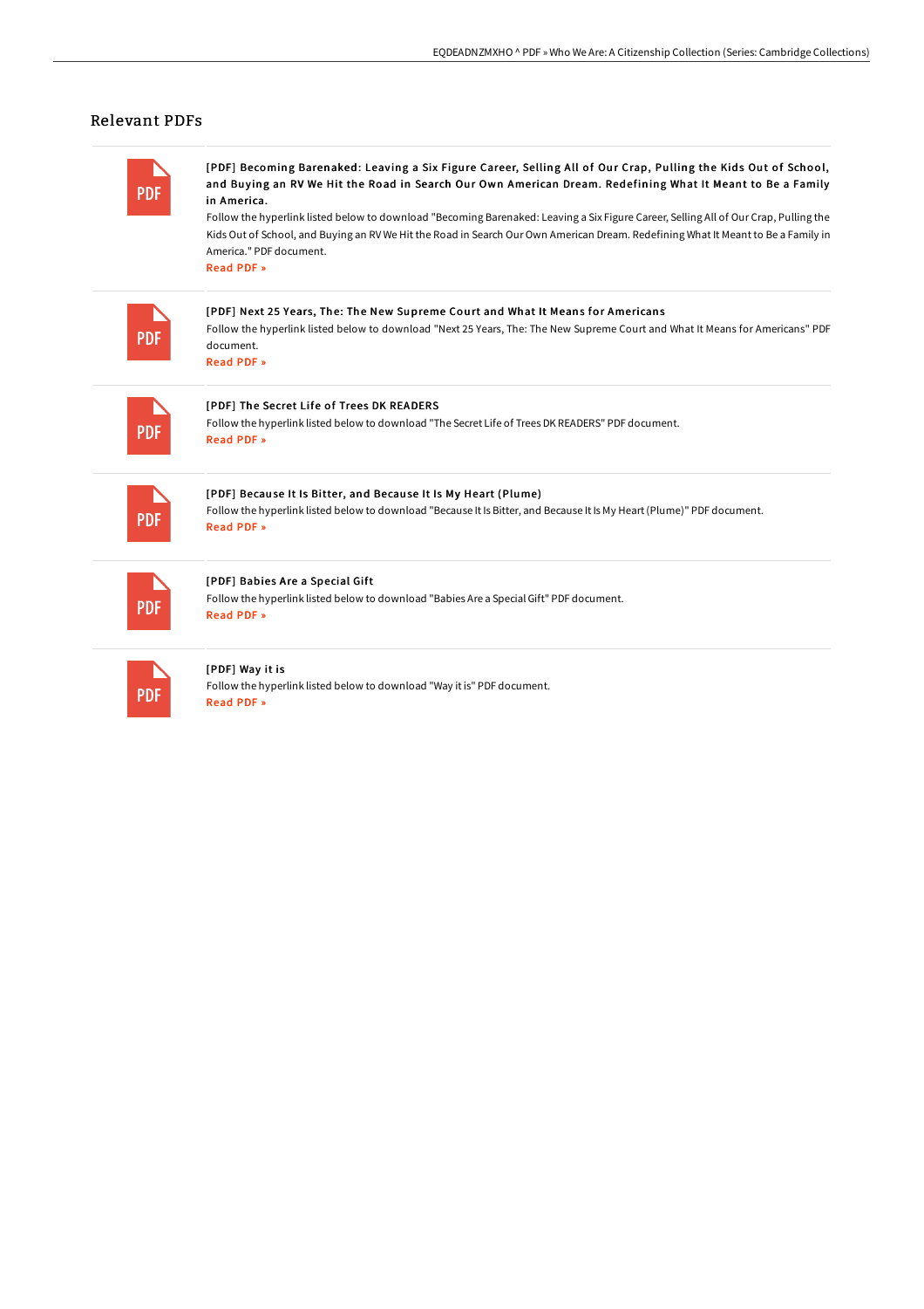## Relevant PDFs

**[PDF] Becoming Barenaked: Leaving a Six Figure Career, Selling All of Our Crap, Pulling the Kids Out of School, and Buying an RV We Hit the Road in Search Our Own American Dream. Redefining What It Meant to Be a Family in America.**

Follow the hyperlink listed below to download "Becoming Barenaked: Leaving a Six Figure Career, Selling All of Our Crap, Pulling the Kids Out of School, and Buying an RV We Hit the Road in Search Our Own American Dream. Redefining What It Meant to Be a Family in America." PDF document.

Read PDF »

**[PDF] Next 25 Years, The: The New Supreme Court and What It Means for Americans**

Follow the hyperlink listed below to download "Next 25 Years, The: The New Supreme Court and What It Means for Americans" PDF document.

Read PDF »

**[PDF] The Secret Life of Trees DK READERS**

Follow the hyperlink listed below to download "The Secret Life of Trees DK READERS" PDF document.

Read PDF »

**[PDF] Because It Is Bitter, and Because It Is My Heart (Plume)**

Follow the hyperlink listed below to download "Because It Is Bitter, and Because It Is My Heart (Plume)" PDF document.

Read PDF »

**[PDF] Babies Are a Special Gift**

Follow the hyperlink listed below to download "Babies Are a Special Gift" PDF document.

Read PDF »

**[PDF] Way it is**

Follow the hyperlink listed below to download "Way it is" PDF document.

Read PDF »